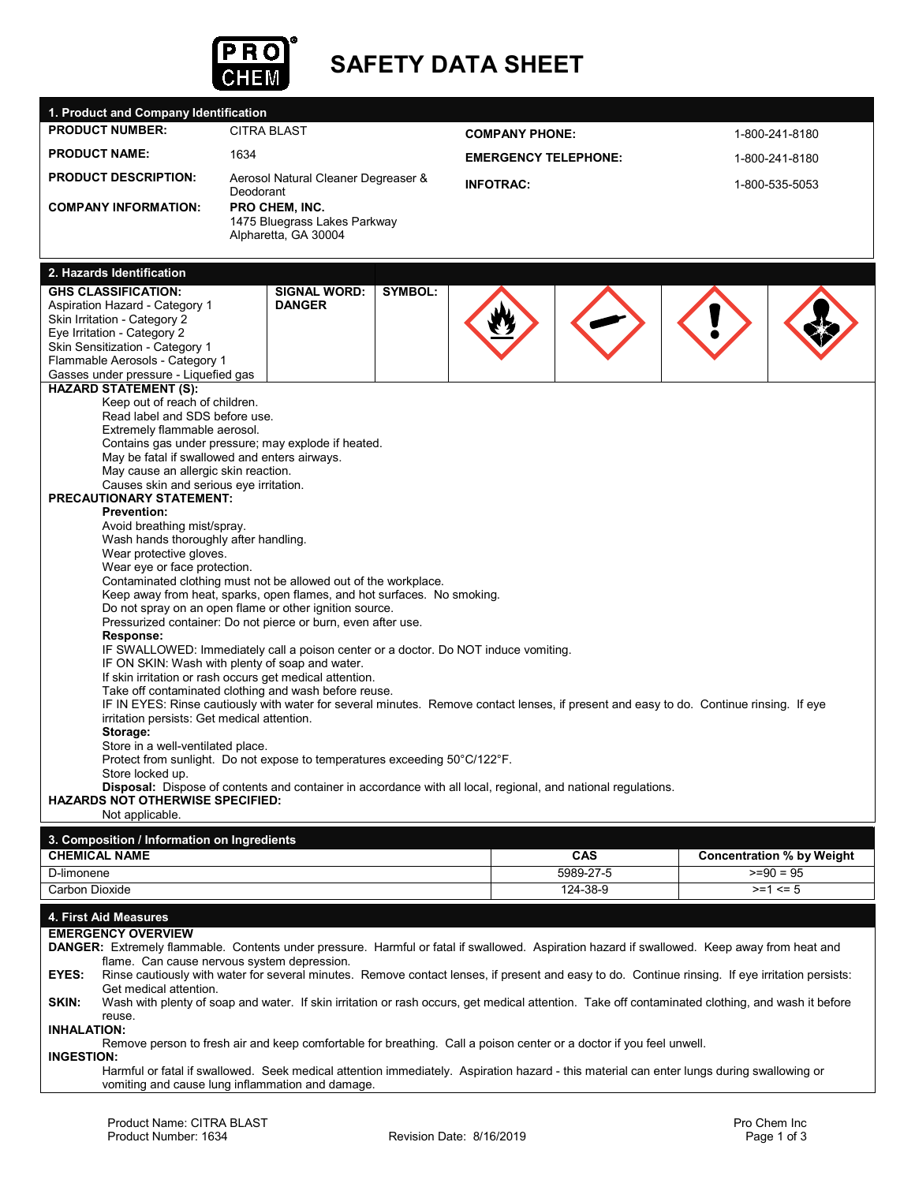# SAFETY DATA SHEET

PRO CHEM

## 1. Product and Company Identification

| | | | |
|---|---|---|---|
| **PRODUCT NUMBER:** | CITRA BLAST | **COMPANY PHONE:** | 1-800-241-8180 |
| **PRODUCT NAME:** | 1634 | **EMERGENCY TELEPHONE:** | 1-800-241-8180 |
| **PRODUCT DESCRIPTION:** | Aerosol Natural Cleaner Degreaser & Deodorant | **INFOTRAC:** | 1-800-535-5053 |
| **COMPANY INFORMATION:** | **PRO CHEM, INC.** 1475 Bluegrass Lakes Parkway Alpharetta, GA 30004 | | |

## 2. Hazards Identification

**GHS CLASSIFICATION:**
Aspiration Hazard - Category 1
Skin Irritation - Category 2
Eye Irritation - Category 2
Skin Sensitization - Category 1
Flammable Aerosols - Category 1
Gasses under pressure - Liquefied gas

**SIGNAL WORD:** **DANGER**

**SYMBOL:**

**HAZARD STATEMENT (S):**

Keep out of reach of children.
Read label and SDS before use.
Extremely flammable aerosol.
Contains gas under pressure; may explode if heated.
May be fatal if swallowed and enters airways.
May cause an allergic skin reaction.
Causes skin and serious eye irritation.

**PRECAUTIONARY STATEMENT:**

**Prevention:**
Avoid breathing mist/spray.
Wash hands thoroughly after handling.
Wear protective gloves.
Wear eye or face protection.
Contaminated clothing must not be allowed out of the workplace.
Keep away from heat, sparks, open flames, and hot surfaces. No smoking.
Do not spray on an open flame or other ignition source.
Pressurized container: Do not pierce or burn, even after use.

**Response:**
IF SWALLOWED: Immediately call a poison center or a doctor. Do NOT induce vomiting.
IF ON SKIN: Wash with plenty of soap and water.
If skin irritation or rash occurs get medical attention.
Take off contaminated clothing and wash before reuse.
IF IN EYES: Rinse cautiously with water for several minutes. Remove contact lenses, if present and easy to do. Continue rinsing. If eye irritation persists: Get medical attention.

**Storage:**
Store in a well-ventilated place.
Protect from sunlight. Do not expose to temperatures exceeding 50°C/122°F.
Store locked up.

**Disposal:** Dispose of contents and container in accordance with all local, regional, and national regulations.

**HAZARDS NOT OTHERWISE SPECIFIED:**

Not applicable.

## 3. Composition / Information on Ingredients

| CHEMICAL NAME | CAS | Concentration % by Weight |
|---|---|---|
| D-limonene | 5989-27-5 | >=90 = 95 |
| Carbon Dioxide | 124-38-9 | >=1 <= 5 |

## 4. First Aid Measures

**EMERGENCY OVERVIEW**

**DANGER:** Extremely flammable. Contents under pressure. Harmful or fatal if swallowed. Aspiration hazard if swallowed. Keep away from heat and flame. Can cause nervous system depression.

**EYES:** Rinse cautiously with water for several minutes. Remove contact lenses, if present and easy to do. Continue rinsing. If eye irritation persists: Get medical attention.

**SKIN:** Wash with plenty of soap and water. If skin irritation or rash occurs, get medical attention. Take off contaminated clothing, and wash it before reuse.

**INHALATION:**

Remove person to fresh air and keep comfortable for breathing. Call a poison center or a doctor if you feel unwell.

**INGESTION:**

Harmful or fatal if swallowed. Seek medical attention immediately. Aspiration hazard - this material can enter lungs during swallowing or vomiting and cause lung inflammation and damage.

Product Name: CITRA BLAST
Product Number: 1634
Revision Date: 8/16/2019
Pro Chem Inc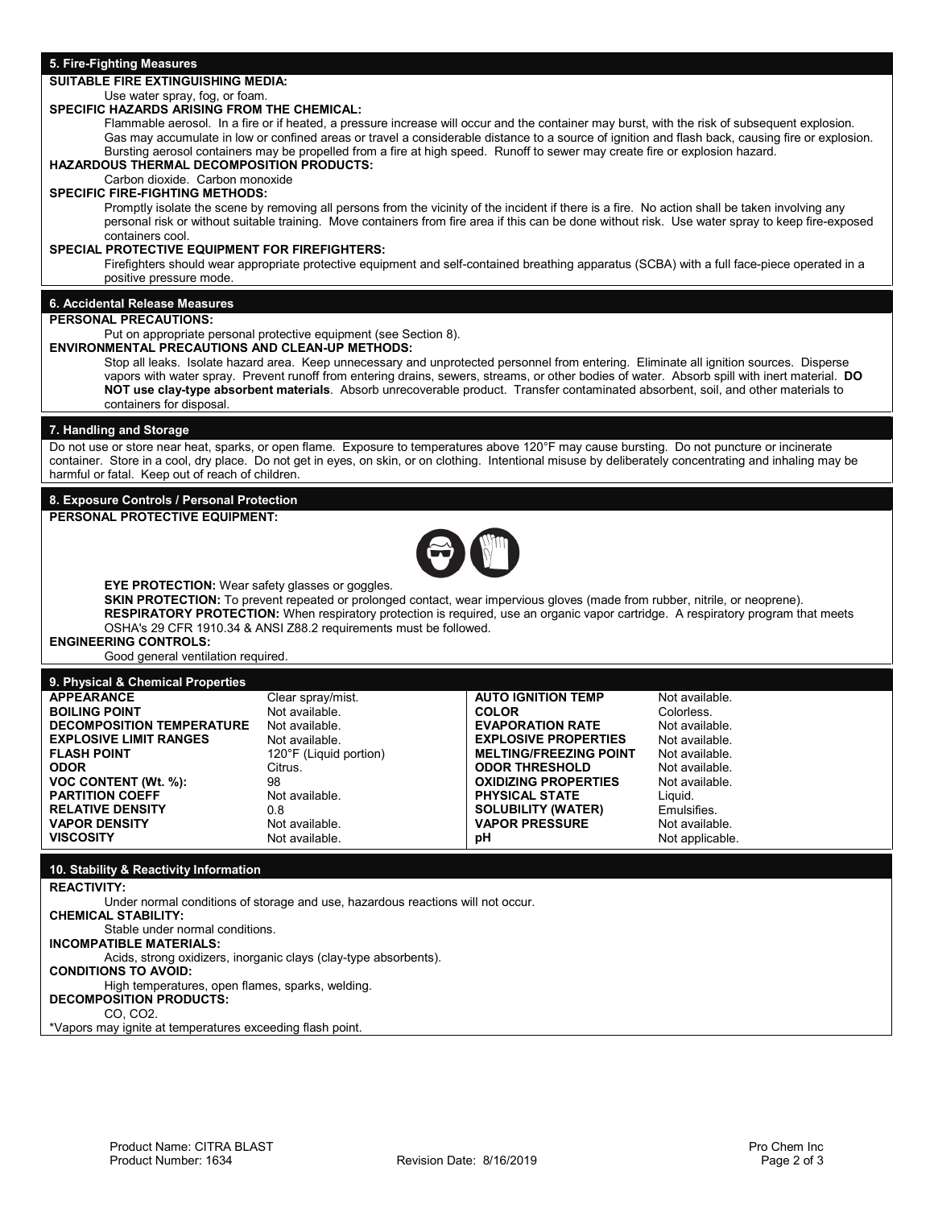## 5. Fire-Fighting Measures

**SUITABLE FIRE EXTINGUISHING MEDIA:**

Use water spray, fog, or foam.

**SPECIFIC HAZARDS ARISING FROM THE CHEMICAL:**

Flammable aerosol. In a fire or if heated, a pressure increase will occur and the container may burst, with the risk of subsequent explosion. Gas may accumulate in low or confined areas or travel a considerable distance to a source of ignition and flash back, causing fire or explosion. Bursting aerosol containers may be propelled from a fire at high speed. Runoff to sewer may create fire or explosion hazard.

**HAZARDOUS THERMAL DECOMPOSITION PRODUCTS:**

Carbon dioxide. Carbon monoxide

**SPECIFIC FIRE-FIGHTING METHODS:**

Promptly isolate the scene by removing all persons from the vicinity of the incident if there is a fire. No action shall be taken involving any personal risk or without suitable training. Move containers from fire area if this can be done without risk. Use water spray to keep fire-exposed containers cool.

**SPECIAL PROTECTIVE EQUIPMENT FOR FIREFIGHTERS:**

Firefighters should wear appropriate protective equipment and self-contained breathing apparatus (SCBA) with a full face-piece operated in a positive pressure mode.

## 6. Accidental Release Measures

**PERSONAL PRECAUTIONS:**

Put on appropriate personal protective equipment (see Section 8).

**ENVIRONMENTAL PRECAUTIONS AND CLEAN-UP METHODS:**

Stop all leaks. Isolate hazard area. Keep unnecessary and unprotected personnel from entering. Eliminate all ignition sources. Disperse vapors with water spray. Prevent runoff from entering drains, sewers, streams, or other bodies of water. Absorb spill with inert material. **DO NOT use clay-type absorbent materials**. Absorb unrecoverable product. Transfer contaminated absorbent, soil, and other materials to containers for disposal.

## 7. Handling and Storage

Do not use or store near heat, sparks, or open flame. Exposure to temperatures above 120°F may cause bursting. Do not puncture or incinerate container. Store in a cool, dry place. Do not get in eyes, on skin, or on clothing. Intentional misuse by deliberately concentrating and inhaling may be harmful or fatal. Keep out of reach of children.

## 8. Exposure Controls / Personal Protection

**PERSONAL PROTECTIVE EQUIPMENT:**

**EYE PROTECTION:** Wear safety glasses or goggles.

**SKIN PROTECTION:** To prevent repeated or prolonged contact, wear impervious gloves (made from rubber, nitrile, or neoprene).

**RESPIRATORY PROTECTION:** When respiratory protection is required, use an organic vapor cartridge. A respiratory program that meets OSHA's 29 CFR 1910.34 & ANSI Z88.2 requirements must be followed.

**ENGINEERING CONTROLS:**

Good general ventilation required.

## 9. Physical & Chemical Properties

| | | | |
|---|---|---|---|
| **APPEARANCE** | Clear spray/mist. | **AUTO IGNITION TEMP** | Not available. |
| **BOILING POINT** | Not available. | **COLOR** | Colorless. |
| **DECOMPOSITION TEMPERATURE** | Not available. | **EVAPORATION RATE** | Not available. |
| **EXPLOSIVE LIMIT RANGES** | Not available. | **EXPLOSIVE PROPERTIES** | Not available. |
| **FLASH POINT** | 120°F (Liquid portion) | **MELTING/FREEZING POINT** | Not available. |
| **ODOR** | Citrus. | **ODOR THRESHOLD** | Not available. |
| **VOC CONTENT (Wt. %):** | 98 | **OXIDIZING PROPERTIES** | Not available. |
| **PARTITION COEFF** | Not available. | **PHYSICAL STATE** | Liquid. |
| **RELATIVE DENSITY** | 0.8 | **SOLUBILITY (WATER)** | Emulsifies. |
| **VAPOR DENSITY** | Not available. | **VAPOR PRESSURE** | Not available. |
| **VISCOSITY** | Not available. | **pH** | Not applicable. |

## 10. Stability & Reactivity Information

**REACTIVITY:**

Under normal conditions of storage and use, hazardous reactions will not occur.

**CHEMICAL STABILITY:**

Stable under normal conditions.

**INCOMPATIBLE MATERIALS:**

Acids, strong oxidizers, inorganic clays (clay-type absorbents).

**CONDITIONS TO AVOID:**

High temperatures, open flames, sparks, welding.

**DECOMPOSITION PRODUCTS:**

$CO$, $CO_2$.

*Vapors may ignite at temperatures exceeding flash point.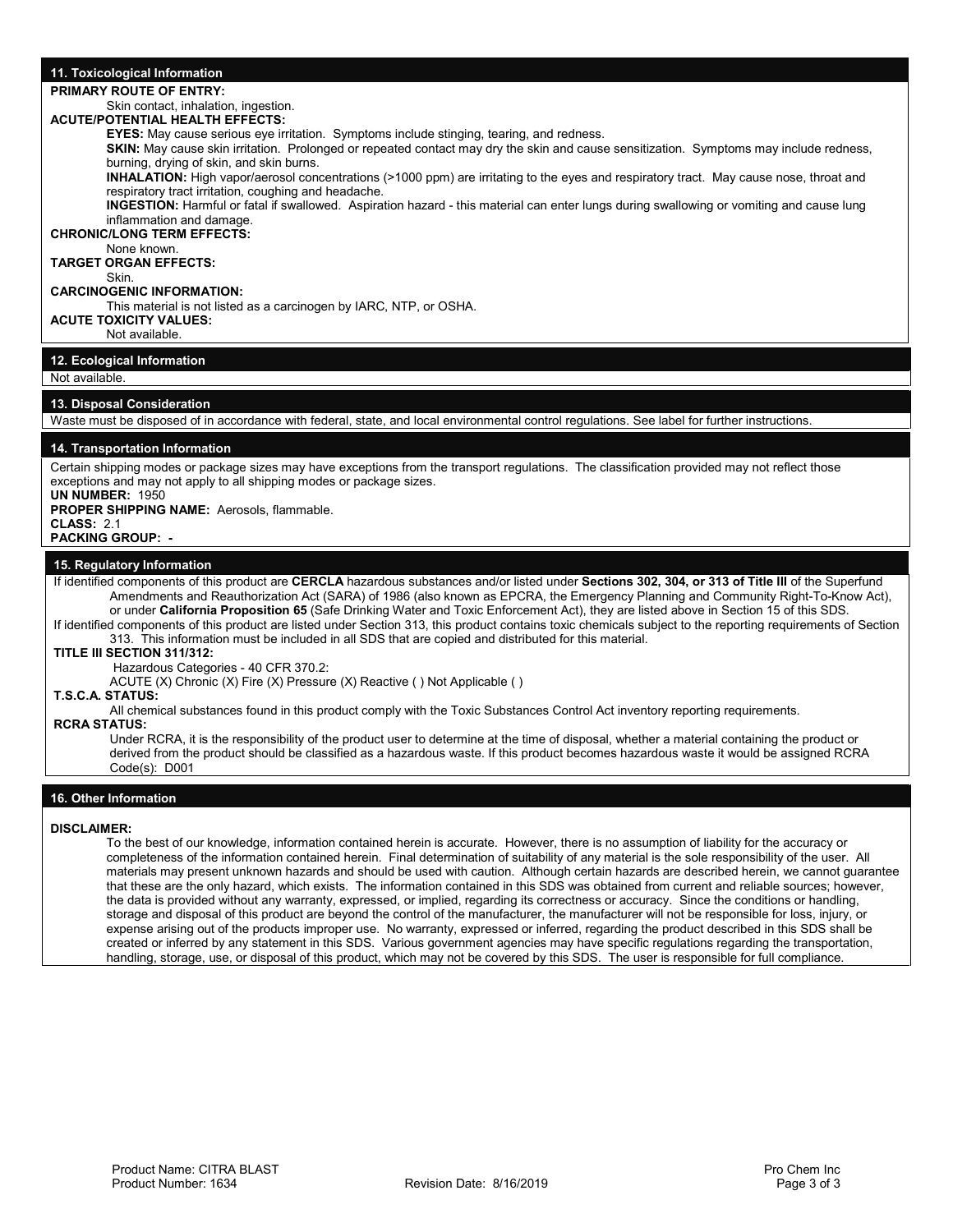## 11. Toxicological Information

**PRIMARY ROUTE OF ENTRY:**

Skin contact, inhalation, ingestion.

**ACUTE/POTENTIAL HEALTH EFFECTS:**

**EYES:** May cause serious eye irritation. Symptoms include stinging, tearing, and redness.

**SKIN:** May cause skin irritation. Prolonged or repeated contact may dry the skin and cause sensitization. Symptoms may include redness, burning, drying of skin, and skin burns.

**INHALATION:** High vapor/aerosol concentrations (>1000 ppm) are irritating to the eyes and respiratory tract. May cause nose, throat and respiratory tract irritation, coughing and headache.

**INGESTION:** Harmful or fatal if swallowed. Aspiration hazard - this material can enter lungs during swallowing or vomiting and cause lung inflammation and damage.

**CHRONIC/LONG TERM EFFECTS:**

None known.

**TARGET ORGAN EFFECTS:**

Skin.

**CARCINOGENIC INFORMATION:**

This material is not listed as a carcinogen by IARC, NTP, or OSHA.

**ACUTE TOXICITY VALUES:**

Not available.

## 12. Ecological Information

Not available.

## 13. Disposal Consideration

Waste must be disposed of in accordance with federal, state, and local environmental control regulations. See label for further instructions.

## 14. Transportation Information

Certain shipping modes or package sizes may have exceptions from the transport regulations. The classification provided may not reflect those exceptions and may not apply to all shipping modes or package sizes.

**UN NUMBER:** 1950

**PROPER SHIPPING NAME:** Aerosols, flammable.

**CLASS:** 2.1

**PACKING GROUP:** -

## 15. Regulatory Information

If identified components of this product are **CERCLA** hazardous substances and/or listed under **Sections 302, 304, or 313 of Title III** of the Superfund Amendments and Reauthorization Act (SARA) of 1986 (also known as EPCRA, the Emergency Planning and Community Right-To-Know Act), or under **California Proposition 65** (Safe Drinking Water and Toxic Enforcement Act), they are listed above in Section 15 of this SDS.

If identified components of this product are listed under Section 313, this product contains toxic chemicals subject to the reporting requirements of Section 313. This information must be included in all SDS that are copied and distributed for this material.

**TITLE III SECTION 311/312:**

Hazardous Categories - 40 CFR 370.2:

ACUTE (X) Chronic (X) Fire (X) Pressure (X) Reactive ( ) Not Applicable ( )

**T.S.C.A. STATUS:**

All chemical substances found in this product comply with the Toxic Substances Control Act inventory reporting requirements.

**RCRA STATUS:**

Under RCRA, it is the responsibility of the product user to determine at the time of disposal, whether a material containing the product or derived from the product should be classified as a hazardous waste. If this product becomes hazardous waste it would be assigned RCRA Code(s): D001

## 16. Other Information

**DISCLAIMER:**

To the best of our knowledge, information contained herein is accurate. However, there is no assumption of liability for the accuracy or completeness of the information contained herein. Final determination of suitability of any material is the sole responsibility of the user. All materials may present unknown hazards and should be used with caution. Although certain hazards are described herein, we cannot guarantee that these are the only hazard, which exists. The information contained in this SDS was obtained from current and reliable sources; however, the data is provided without any warranty, expressed, or implied, regarding its correctness or accuracy. Since the conditions or handling, storage and disposal of this product are beyond the control of the manufacturer, the manufacturer will not be responsible for loss, injury, or expense arising out of the products improper use. No warranty, expressed or inferred, regarding the product described in this SDS shall be created or inferred by any statement in this SDS. Various government agencies may have specific regulations regarding the transportation, handling, storage, use, or disposal of this product, which may not be covered by this SDS. The user is responsible for full compliance.